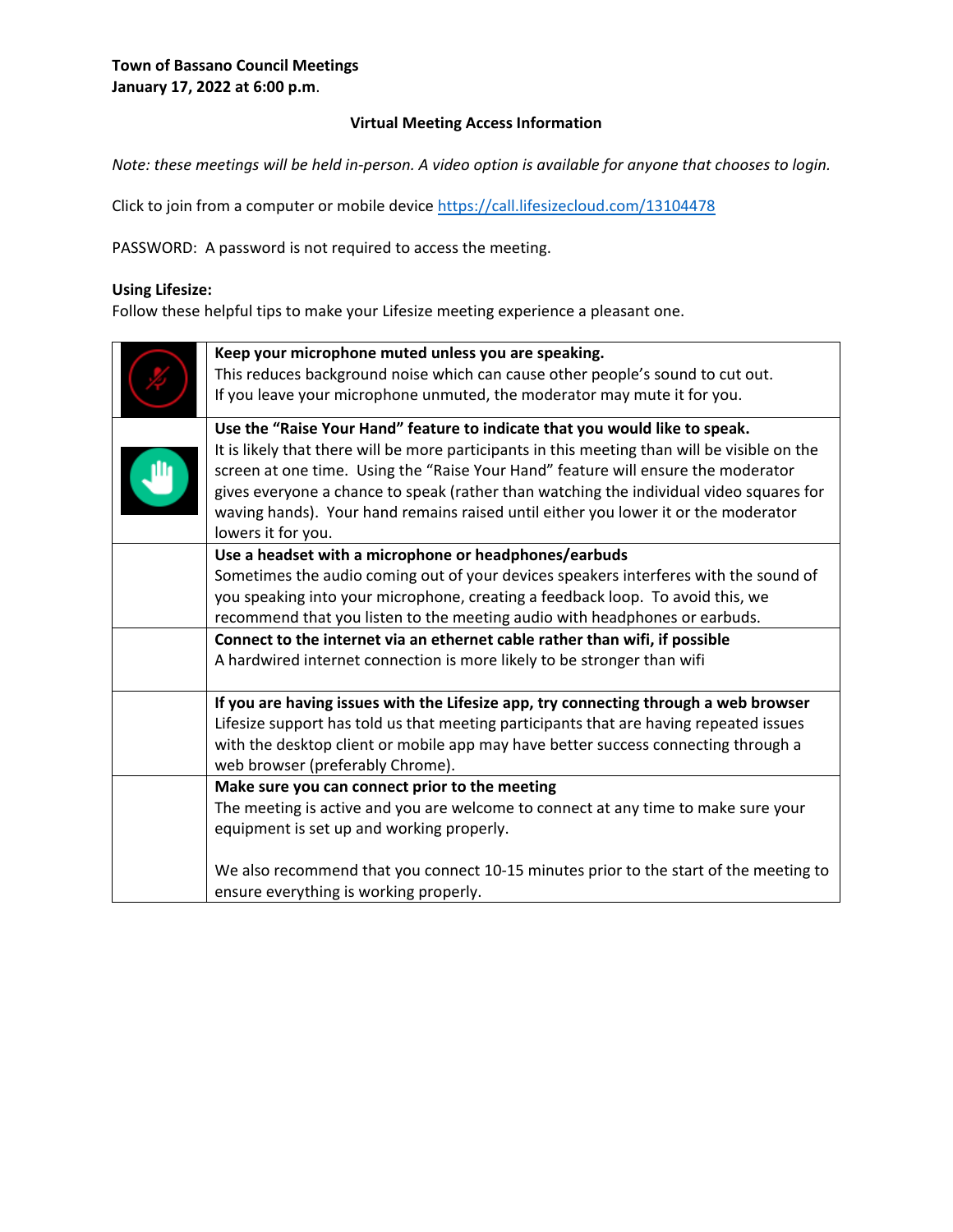**Town of Bassano Council Meetings**
**January 17, 2022 at 6:00 p.m**.

**Virtual Meeting Access Information**

*Note: these meetings will be held in-person. A video option is available for anyone that chooses to login.*

Click to join from a computer or mobile device [https://call.lifesizecloud.com/13104478](https://call.lifesizecloud.com/13104478)

PASSWORD: A password is not required to access the meeting.

**Using Lifesize:**
Follow these helpful tips to make your Lifesize meeting experience a pleasant one.

| | |
|---|---|
| | **Keep your microphone muted unless you are speaking.** This reduces background noise which can cause other people's sound to cut out. If you leave your microphone unmuted, the moderator may mute it for you. |
| | **Use the "Raise Your Hand" feature to indicate that you would like to speak.** It is likely that there will be more participants in this meeting than will be visible on the screen at one time. Using the "Raise Your Hand" feature will ensure the moderator gives everyone a chance to speak (rather than watching the individual video squares for waving hands). Your hand remains raised until either you lower it or the moderator lowers it for you. |
| | **Use a headset with a microphone or headphones/earbuds** Sometimes the audio coming out of your devices speakers interferes with the sound of you speaking into your microphone, creating a feedback loop. To avoid this, we recommend that you listen to the meeting audio with headphones or earbuds. |
| | **Connect to the internet via an ethernet cable rather than wifi, if possible** A hardwired internet connection is more likely to be stronger than wifi |
| | **If you are having issues with the Lifesize app, try connecting through a web browser** Lifesize support has told us that meeting participants that are having repeated issues with the desktop client or mobile app may have better success connecting through a web browser (preferably Chrome). |
| | **Make sure you can connect prior to the meeting** The meeting is active and you are welcome to connect at any time to make sure your equipment is set up and working properly.<br><br>We also recommend that you connect 10-15 minutes prior to the start of the meeting to ensure everything is working properly. |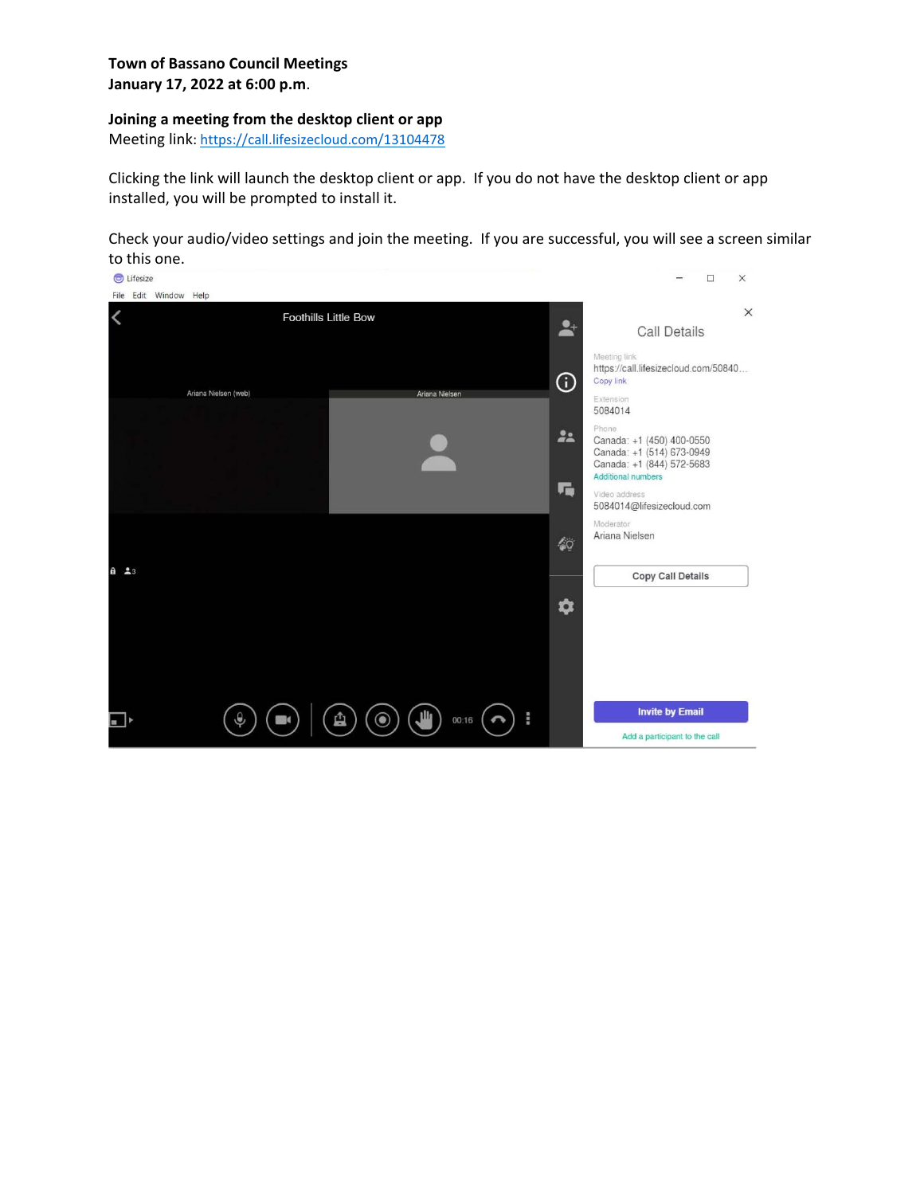**Town of Bassano Council Meetings**
**January 17, 2022 at 6:00 p.m.**

**Joining a meeting from the desktop client or app**
Meeting link: https://call.lifesizecloud.com/13104478

Clicking the link will launch the desktop client or app. If you do not have the desktop client or app installed, you will be prompted to install it.

Check your audio/video settings and join the meeting. If you are successful, you will see a screen similar to this one.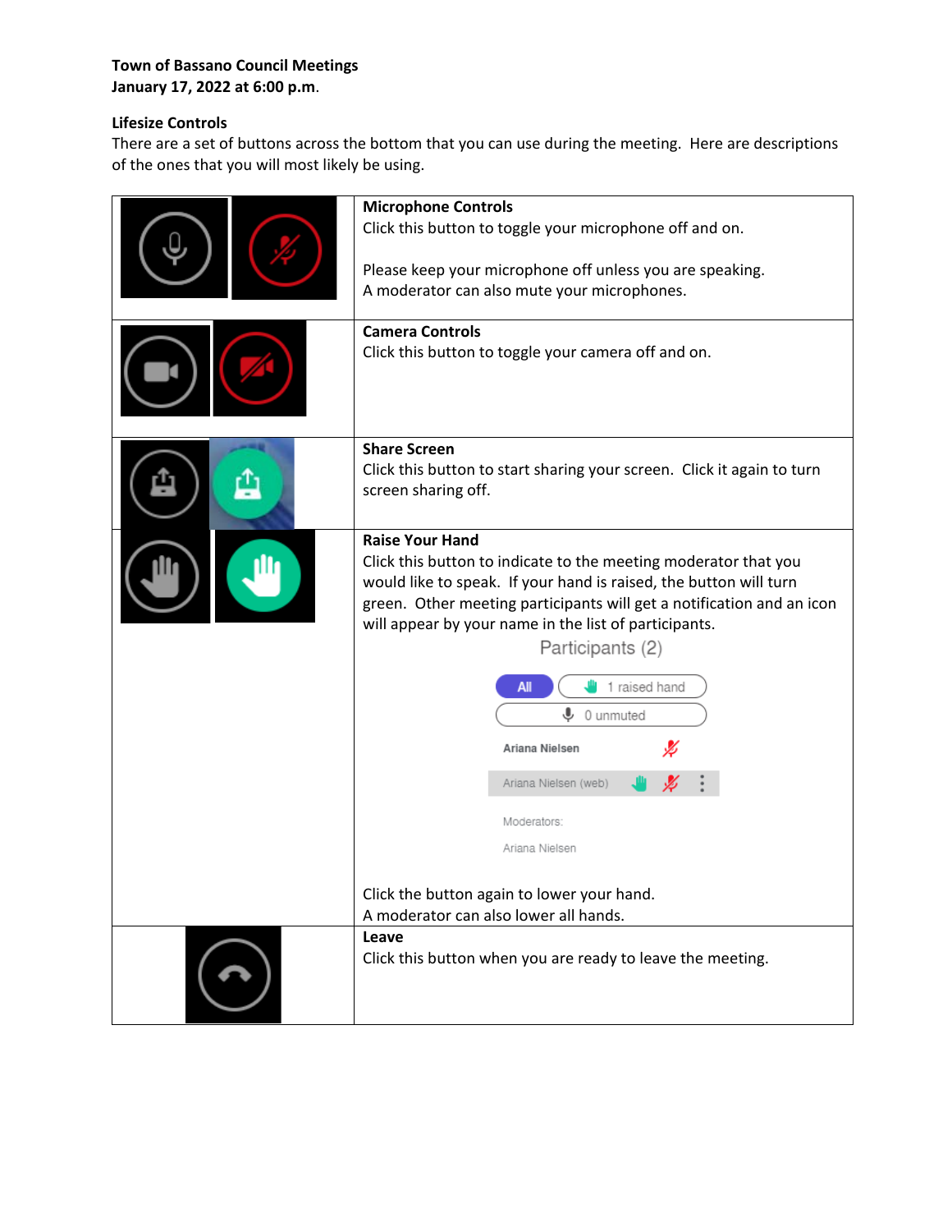**Town of Bassano Council Meetings**
**January 17, 2022 at 6:00 p.m.**

**Lifesize Controls**

There are a set of buttons across the bottom that you can use during the meeting. Here are descriptions of the ones that you will most likely be using.

| | |
|---|---|
| | **Microphone Controls**<br>Click this button to toggle your microphone off and on.<br><br>Please keep your microphone off unless you are speaking.<br>A moderator can also mute your microphones. |
| | **Camera Controls**<br>Click this button to toggle your camera off and on. |
| | **Share Screen**<br>Click this button to start sharing your screen. Click it again to turn screen sharing off. |
| | **Raise Your Hand**<br>Click this button to indicate to the meeting moderator that you would like to speak. If your hand is raised, the button will turn green. Other meeting participants will get a notification and an icon will appear by your name in the list of participants.<br><br>Participants (2)<br>All / 1 raised hand / 0 unmuted<br>Ariana Nielsen<br>Ariana Nielsen (web)<br>Moderators:<br>Ariana Nielsen<br><br>Click the button again to lower your hand.<br>A moderator can also lower all hands. |
| | **Leave**<br>Click this button when you are ready to leave the meeting. |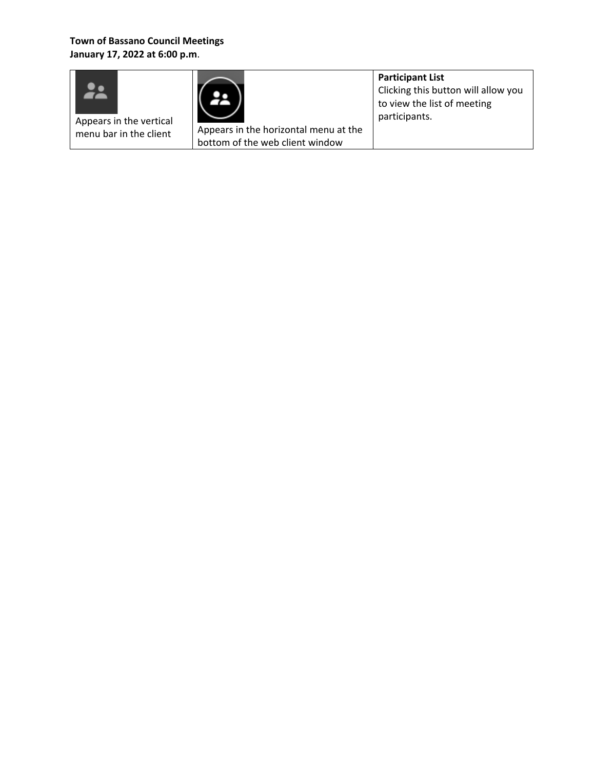**Town of Bassano Council Meetings**
**January 17, 2022 at 6:00 p.m**.

| | | |
|---|---|---|
| Appears in the vertical menu bar in the client | Appears in the horizontal menu at the bottom of the web client window | **Participant List** Clicking this button will allow you to view the list of meeting participants. |